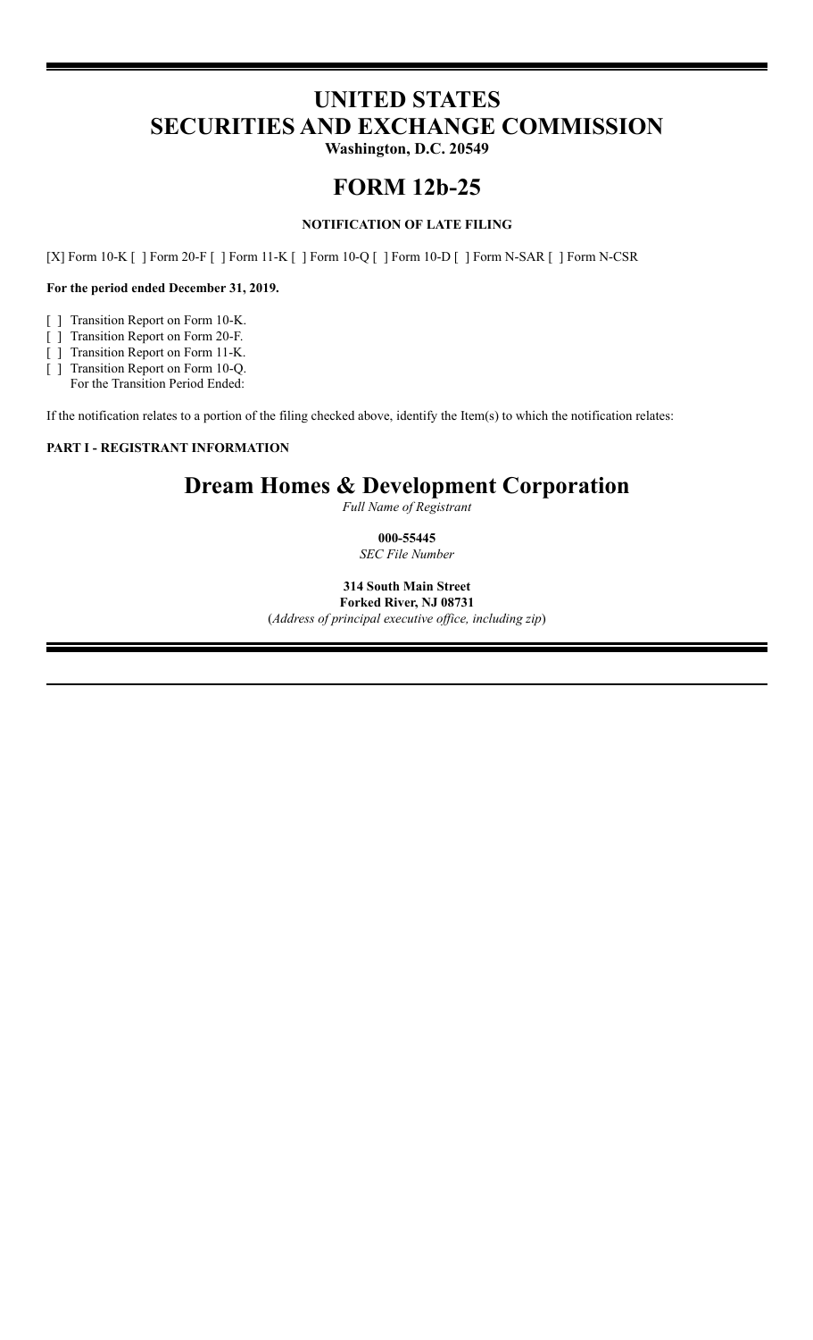# UNITED STATES
# SECURITIES AND EXCHANGE COMMISSION

**Washington, D.C. 20549**

# FORM 12b-25

**NOTIFICATION OF LATE FILING**

[X] Form 10-K [ ] Form 20-F [ ] Form 11-K [ ] Form 10-Q [ ] Form 10-D [ ] Form N-SAR [ ] Form N-CSR

**For the period ended December 31, 2019.**

[ ] Transition Report on Form 10-K.
[ ] Transition Report on Form 20-F.
[ ] Transition Report on Form 11-K.
[ ] Transition Report on Form 10-Q.
For the Transition Period Ended:

If the notification relates to a portion of the filing checked above, identify the Item(s) to which the notification relates:

**PART I - REGISTRANT INFORMATION**

## Dream Homes & Development Corporation

*Full Name of Registrant*

**000-55445**
*SEC File Number*

**314 South Main Street**
**Forked River, NJ 08731**
(*Address of principal executive office, including zip*)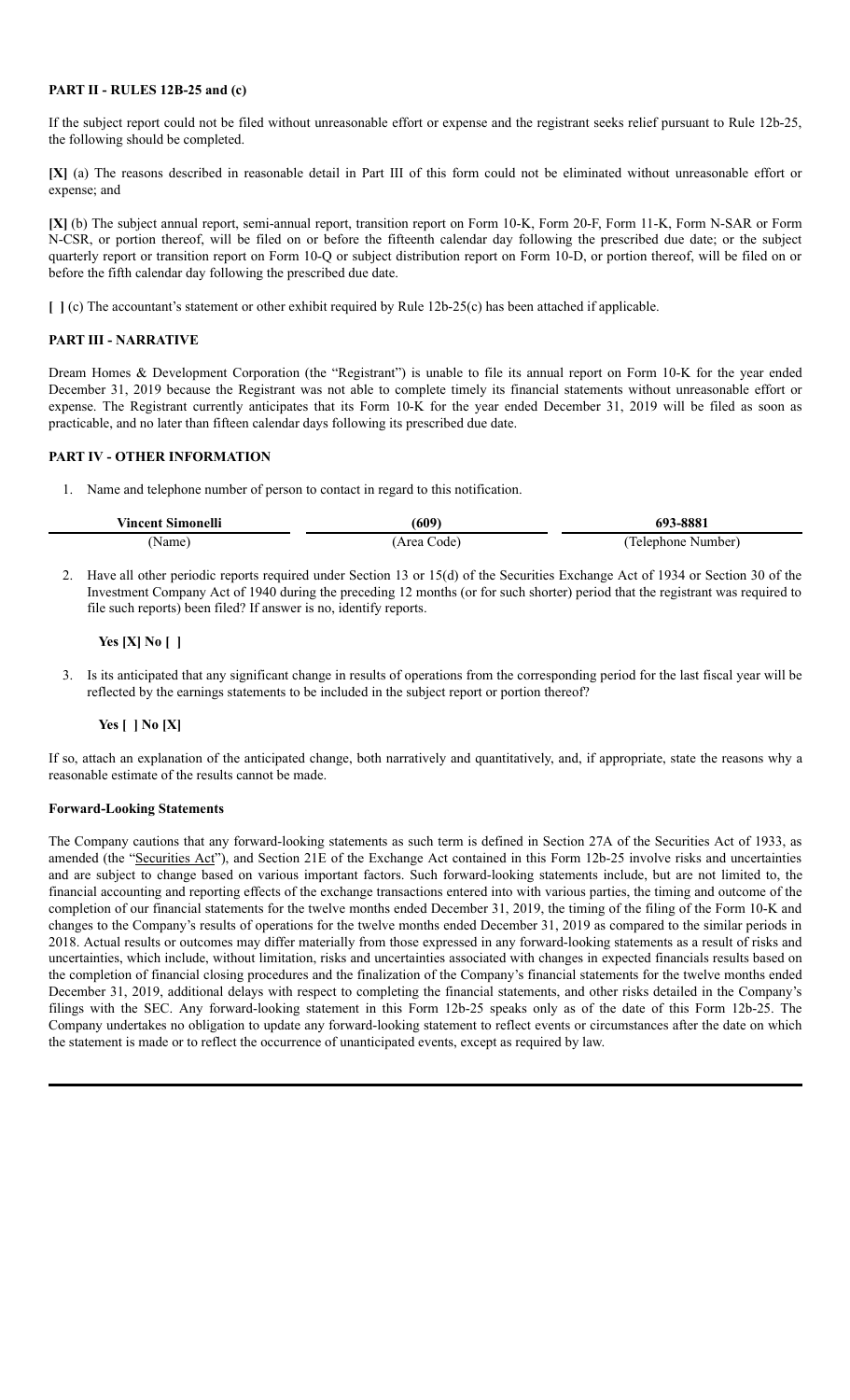**PART II - RULES 12B-25 and (c)**

If the subject report could not be filed without unreasonable effort or expense and the registrant seeks relief pursuant to Rule 12b-25, the following should be completed.

**[X]** (a) The reasons described in reasonable detail in Part III of this form could not be eliminated without unreasonable effort or expense; and

**[X]** (b) The subject annual report, semi-annual report, transition report on Form 10-K, Form 20-F, Form 11-K, Form N-SAR or Form N-CSR, or portion thereof, will be filed on or before the fifteenth calendar day following the prescribed due date; or the subject quarterly report or transition report on Form 10-Q or subject distribution report on Form 10-D, or portion thereof, will be filed on or before the fifth calendar day following the prescribed due date.

**[ ]** (c) The accountant's statement or other exhibit required by Rule 12b-25(c) has been attached if applicable.

**PART III - NARRATIVE**

Dream Homes & Development Corporation (the "Registrant") is unable to file its annual report on Form 10-K for the year ended December 31, 2019 because the Registrant was not able to complete timely its financial statements without unreasonable effort or expense. The Registrant currently anticipates that its Form 10-K for the year ended December 31, 2019 will be filed as soon as practicable, and no later than fifteen calendar days following its prescribed due date.

**PART IV - OTHER INFORMATION**

1. Name and telephone number of person to contact in regard to this notification.

| **Vincent Simonelli** | **(609)** | **693-8881** |
|---|---|---|
| (Name) | (Area Code) | (Telephone Number) |

2. Have all other periodic reports required under Section 13 or 15(d) of the Securities Exchange Act of 1934 or Section 30 of the Investment Company Act of 1940 during the preceding 12 months (or for such shorter) period that the registrant was required to file such reports) been filed? If answer is no, identify reports.

   **Yes [X] No [ ]**

3. Is its anticipated that any significant change in results of operations from the corresponding period for the last fiscal year will be reflected by the earnings statements to be included in the subject report or portion thereof?

   **Yes [ ] No [X]**

If so, attach an explanation of the anticipated change, both narratively and quantitatively, and, if appropriate, state the reasons why a reasonable estimate of the results cannot be made.

**Forward-Looking Statements**

The Company cautions that any forward-looking statements as such term is defined in Section 27A of the Securities Act of 1933, as amended (the "Securities Act"), and Section 21E of the Exchange Act contained in this Form 12b-25 involve risks and uncertainties and are subject to change based on various important factors. Such forward-looking statements include, but are not limited to, the financial accounting and reporting effects of the exchange transactions entered into with various parties, the timing and outcome of the completion of our financial statements for the twelve months ended December 31, 2019, the timing of the filing of the Form 10-K and changes to the Company's results of operations for the twelve months ended December 31, 2019 as compared to the similar periods in 2018. Actual results or outcomes may differ materially from those expressed in any forward-looking statements as a result of risks and uncertainties, which include, without limitation, risks and uncertainties associated with changes in expected financials results based on the completion of financial closing procedures and the finalization of the Company's financial statements for the twelve months ended December 31, 2019, additional delays with respect to completing the financial statements, and other risks detailed in the Company's filings with the SEC. Any forward-looking statement in this Form 12b-25 speaks only as of the date of this Form 12b-25. The Company undertakes no obligation to update any forward-looking statement to reflect events or circumstances after the date on which the statement is made or to reflect the occurrence of unanticipated events, except as required by law.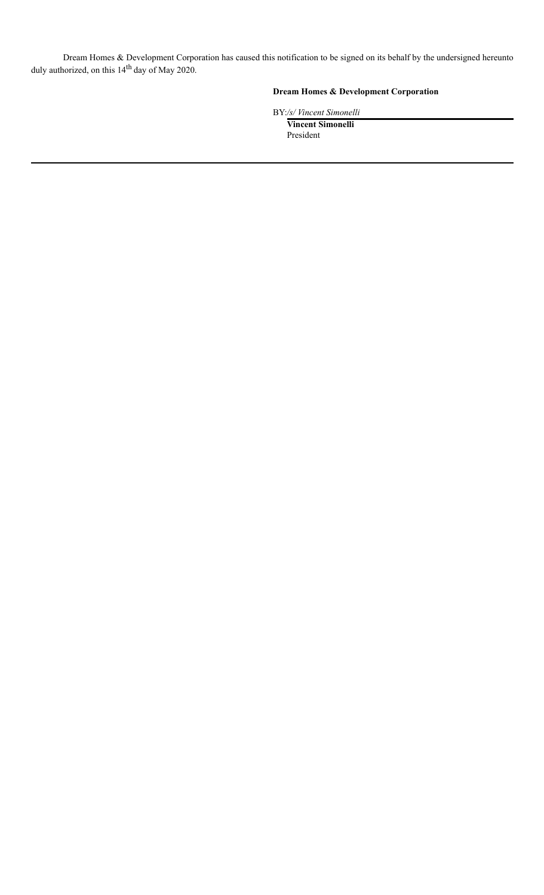Dream Homes & Development Corporation has caused this notification to be signed on its behalf by the undersigned hereunto duly authorized, on this 14th day of May 2020.

**Dream Homes & Development Corporation**

BY: */s/ Vincent Simonelli*

**Vincent Simonelli**
President